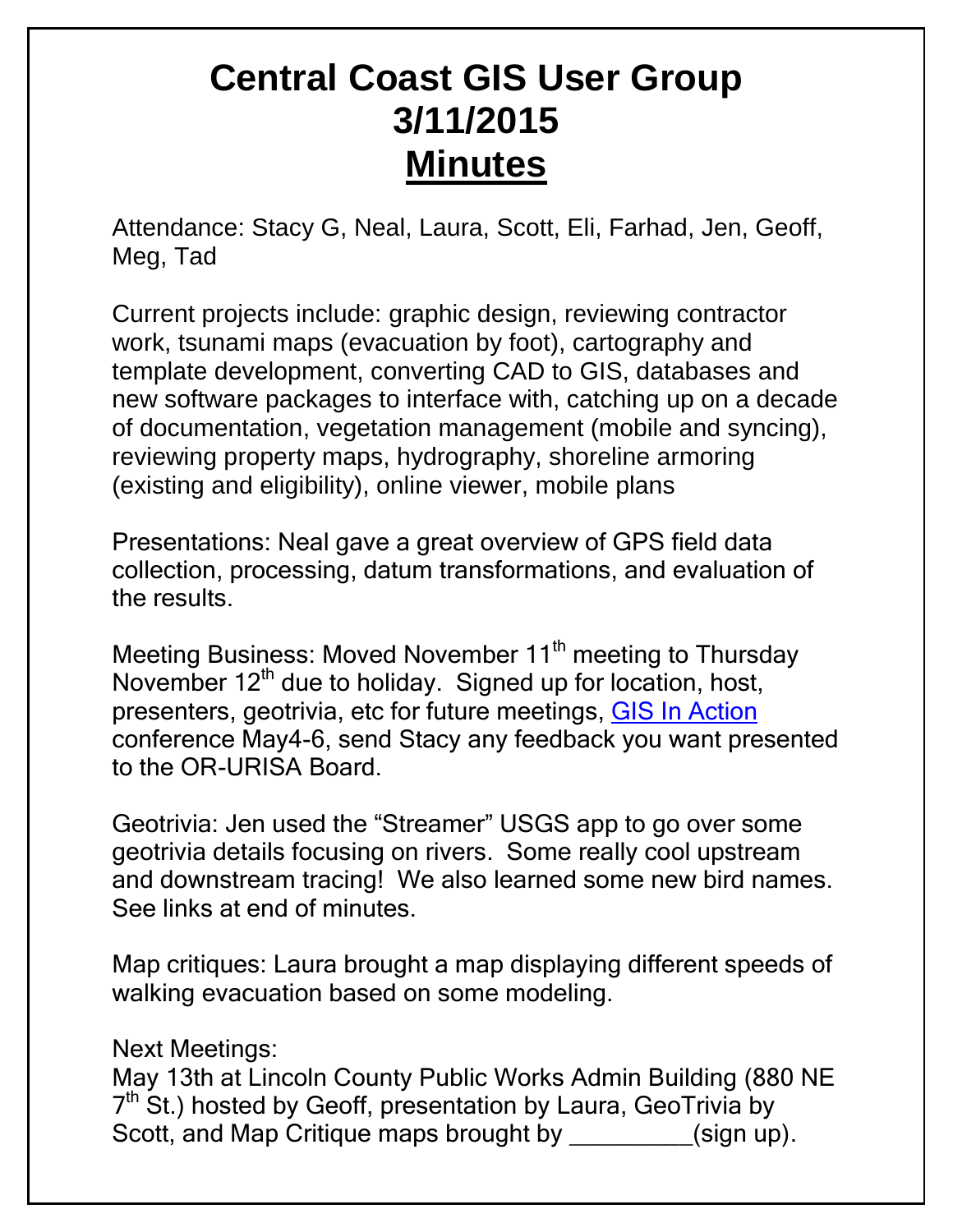# Central Coast GIS User Group 3/11/2015
## Minutes

Attendance: Stacy G, Neal, Laura, Scott, Eli, Farhad, Jen, Geoff, Meg, Tad

Current projects include: graphic design, reviewing contractor work, tsunami maps (evacuation by foot), cartography and template development, converting CAD to GIS, databases and new software packages to interface with, catching up on a decade of documentation, vegetation management (mobile and syncing), reviewing property maps, hydrography, shoreline armoring (existing and eligibility), online viewer, mobile plans

Presentations: Neal gave a great overview of GPS field data collection, processing, datum transformations, and evaluation of the results.

Meeting Business: Moved November 11th meeting to Thursday November 12th due to holiday. Signed up for location, host, presenters, geotrivia, etc for future meetings, GIS In Action conference May4-6, send Stacy any feedback you want presented to the OR-URISA Board.

Geotrivia: Jen used the "Streamer" USGS app to go over some geotrivia details focusing on rivers. Some really cool upstream and downstream tracing! We also learned some new bird names. See links at end of minutes.

Map critiques: Laura brought a map displaying different speeds of walking evacuation based on some modeling.

Next Meetings:
May 13th at Lincoln County Public Works Admin Building (880 NE 7th St.) hosted by Geoff, presentation by Laura, GeoTrivia by Scott, and Map Critique maps brought by _________(sign up).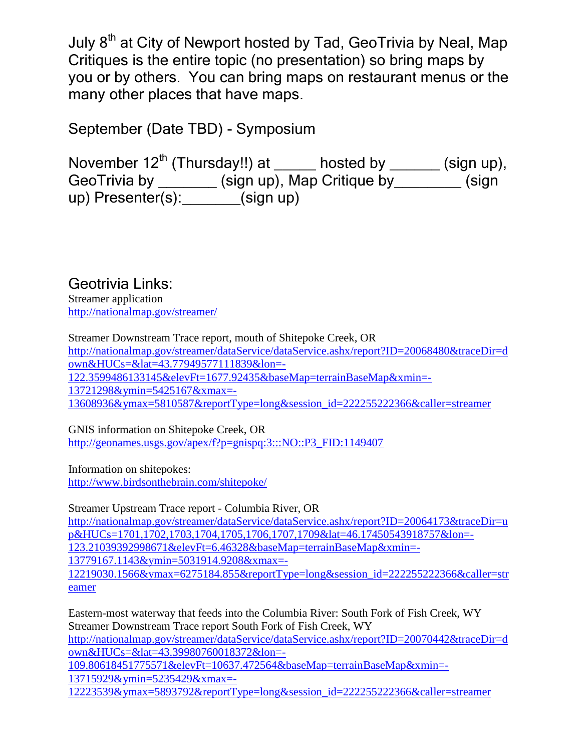July 8th at City of Newport hosted by Tad, GeoTrivia by Neal, Map Critiques is the entire topic (no presentation) so bring maps by you or by others. You can bring maps on restaurant menus or the many other places that have maps.

September (Date TBD) - Symposium

November 12th (Thursday!!) at _____ hosted by ______ (sign up), GeoTrivia by _______ (sign up), Map Critique by________ (sign up) Presenter(s):_______(sign up)

## Geotrivia Links:

Streamer application
http://nationalmap.gov/streamer/

Streamer Downstream Trace report, mouth of Shitepoke Creek, OR
http://nationalmap.gov/streamer/dataService/dataService.ashx/report?ID=20068480&traceDir=down&HUCs=&lat=43.77949577111839&lon=-122.3599486133145&elevFt=1677.92435&baseMap=terrainBaseMap&xmin=-13721298&ymin=5425167&xmax=-13608936&ymax=5810587&reportType=long&session_id=222255222366&caller=streamer

GNIS information on Shitepoke Creek, OR
http://geonames.usgs.gov/apex/f?p=gnispq:3:::NO::P3_FID:1149407

Information on shitepokes:
http://www.birdsonthebrain.com/shitepoke/

Streamer Upstream Trace report - Columbia River, OR
http://nationalmap.gov/streamer/dataService/dataService.ashx/report?ID=20064173&traceDir=up&HUCs=1701,1702,1703,1704,1705,1706,1707,1709&lat=46.17450543918757&lon=-123.21039392998671&elevFt=6.46328&baseMap=terrainBaseMap&xmin=-13779167.1143&ymin=5031914.9208&xmax=-12219030.1566&ymax=6275184.855&reportType=long&session_id=222255222366&caller=streamer

Eastern-most waterway that feeds into the Columbia River: South Fork of Fish Creek, WY
Streamer Downstream Trace report South Fork of Fish Creek, WY
http://nationalmap.gov/streamer/dataService/dataService.ashx/report?ID=20070442&traceDir=down&HUCs=&lat=43.39980760018372&lon=-109.80618451775571&elevFt=10637.472564&baseMap=terrainBaseMap&xmin=-13715929&ymin=5235429&xmax=-12223539&ymax=5893792&reportType=long&session_id=222255222366&caller=streamer